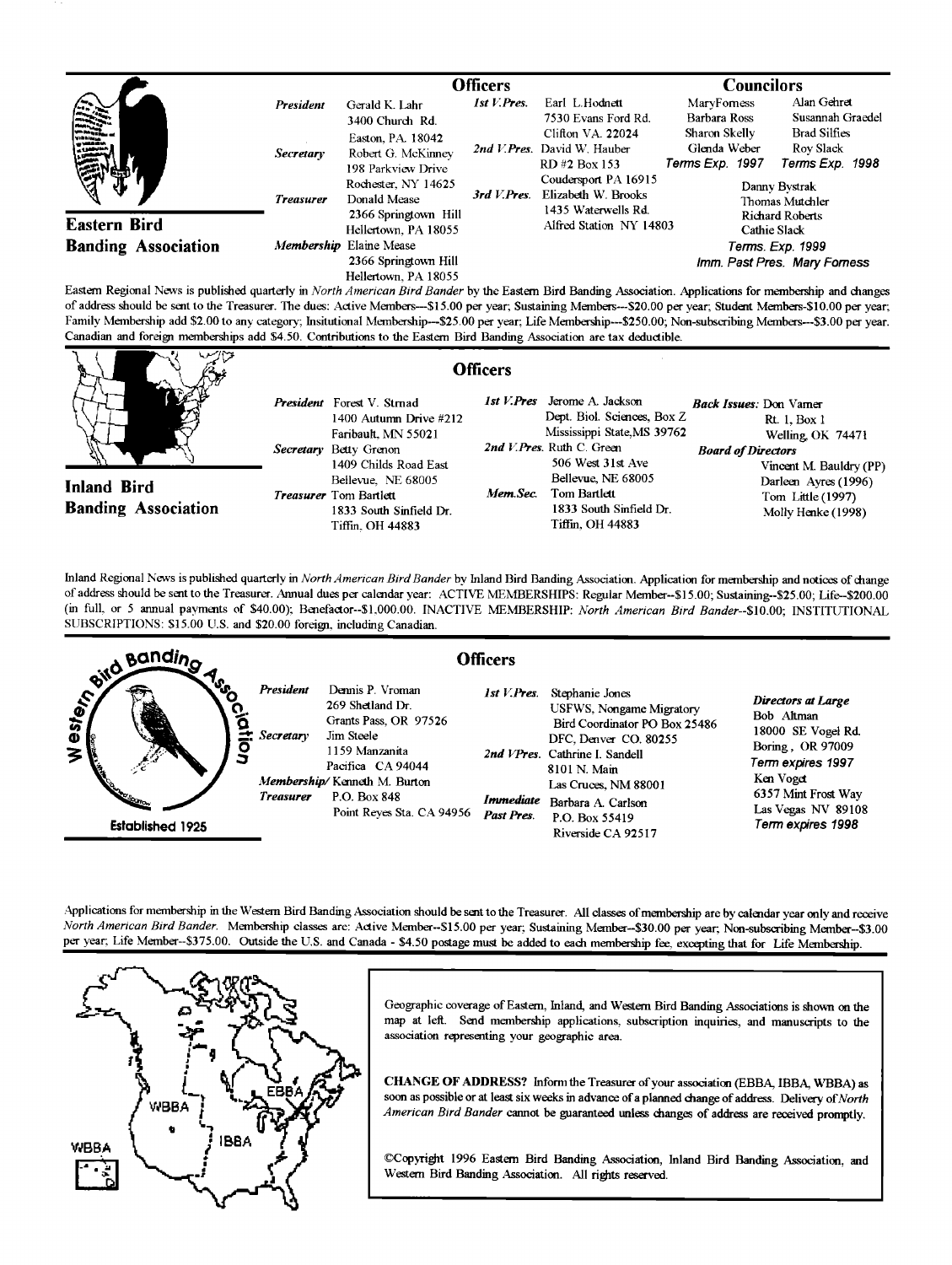## Eastern Bird Banding Association

### Officers

**President** Gerald K. Lahr
3400 Church Rd.
Easton, PA. 18042

**Secretary** Robert G. McKinney
198 Parkview Drive
Rochester, NY 14625

**Treasurer** Donald Mease
2366 Springtown Hill
Hellertown, PA 18055

**Membership** Elaine Mease
2366 Springtown Hill
Hellertown, PA 18055

**1st V.Pres.** Earl L.Hodnett
7530 Evans Ford Rd.
Clifton VA. 22024

**2nd V.Pres.** David W. Hauber
RD #2 Box 153
Coudersport PA 16915

**3rd V.Pres.** Elizabeth W. Brooks
1435 Waterwells Rd.
Alfred Station NY 14803

### Councilors

MaryForness, Barbara Ross, Sharon Skelly, Glenda Weber — *Terms Exp. 1997*

Alan Gehret, Susannah Graedel, Brad Silfies, Roy Slack — *Terms Exp. 1998*

Danny Bystrak, Thomas Mutchler, Richard Roberts, Cathie Slack — *Terms. Exp. 1999*

*Imm. Past Pres. Mary Forness*

Eastern Regional News is published quarterly in *North American Bird Bander* by the Eastern Bird Banding Association. Applications for membership and changes of address should be sent to the Treasurer. The dues: Active Members---$15.00 per year; Sustaining Members---$20.00 per year; Student Members-$10.00 per year; Family Membership add $2.00 to any category; Insitutional Membership---$25.00 per year; Life Membership---$250.00; Non-subscribing Members---$3.00 per year. Canadian and foreign memberships add $4.50. Contributions to the Eastern Bird Banding Association are tax deductible.

## Inland Bird Banding Association

### Officers

**President** Forest V. Strnad
1400 Autumn Drive #212
Faribault, MN 55021

**Secretary** Betty Grenon
1409 Childs Road East
Bellevue, NE 68005

**Treasurer** Tom Bartlett
1833 South Sinfield Dr.
Tiffin, OH 44883

**1st V.Pres** Jerome A. Jackson
Dept. Biol. Sciences, Box Z
Mississippi State,MS 39762

**2nd V.Pres.** Ruth C. Green
506 West 31st Ave
Bellevue, NE 68005

**Mem.Sec.** Tom Bartlett
1833 South Sinfield Dr.
Tiffin, OH 44883

**Back Issues:** Don Varner
Rt. 1, Box 1
Welling, OK 74471

**Board of Directors**
Vincent M. Bauldry (PP)
Darleen Ayres (1996)
Tom Little (1997)
Molly Henke (1998)

Inland Regional News is published quarterly in *North American Bird Bander* by Inland Bird Banding Association. Application for membership and notices of change of address should be sent to the Treasurer. Annual dues per calendar year: ACTIVE MEMBERSHIPS: Regular Member--$15.00; Sustaining--$25.00; Life--$200.00 (in full, or 5 annual payments of $40.00); Benefactor--$1,000.00. INACTIVE MEMBERSHIP: *North American Bird Bander*--$10.00; INSTITUTIONAL SUBSCRIPTIONS: $15.00 U.S. and $20.00 foreign, including Canadian.

## Western Bird Banding Association

Established 1925

### Officers

**President** Dennis P. Vroman
269 Shetland Dr.
Grants Pass, OR 97526

**Secretary** Jim Steele
1159 Manzanita
Pacifica CA 94044

**Membership/Treasurer** Kenneth M. Burton
P.O. Box 848
Point Reyes Sta. CA 94956

**1st V.Pres.** Stephanie Jones
USFWS, Nongame Migratory Bird Coordinator PO Box 25486
DFC, Denver CO. 80255

**2nd VPres.** Cathrine I. Sandell
8101 N. Main
Las Cruces, NM 88001

**Immediate Past Pres.** Barbara A. Carlson
P.O. Box 55419
Riverside CA 92517

**Directors at Large**
Bob Altman
18000 SE Vogel Rd.
Boring , OR 97009
*Term expires 1997*

Ken Voget
6357 Mint Frost Way
Las Vegas NV 89108
*Term expires 1998*

Applications for membership in the Western Bird Banding Association should be sent to the Treasurer. All classes of membership are by calendar year only and receive *North American Bird Bander*. Membership classes are: Active Member--$15.00 per year; Sustaining Member--$30.00 per year; Non-subscribing Member--$3.00 per year; Life Member--$375.00. Outside the U.S. and Canada - $4.50 postage must be added to each membership fee, excepting that for Life Membership.

WBBA | IBBA | EBBA

Geographic coverage of Eastern, Inland, and Western Bird Banding Associations is shown on the map at left. Send membership applications, subscription inquiries, and manuscripts to the association representing your geographic area.

**CHANGE OF ADDRESS?** Inform the Treasurer of your association (EBBA, IBBA, WBBA) as soon as possible or at least six weeks in advance of a planned change of address. Delivery of *North American Bird Bander* cannot be guaranteed unless changes of address are received promptly.

©Copyright 1996 Eastern Bird Banding Association, Inland Bird Banding Association, and Western Bird Banding Association. All rights reserved.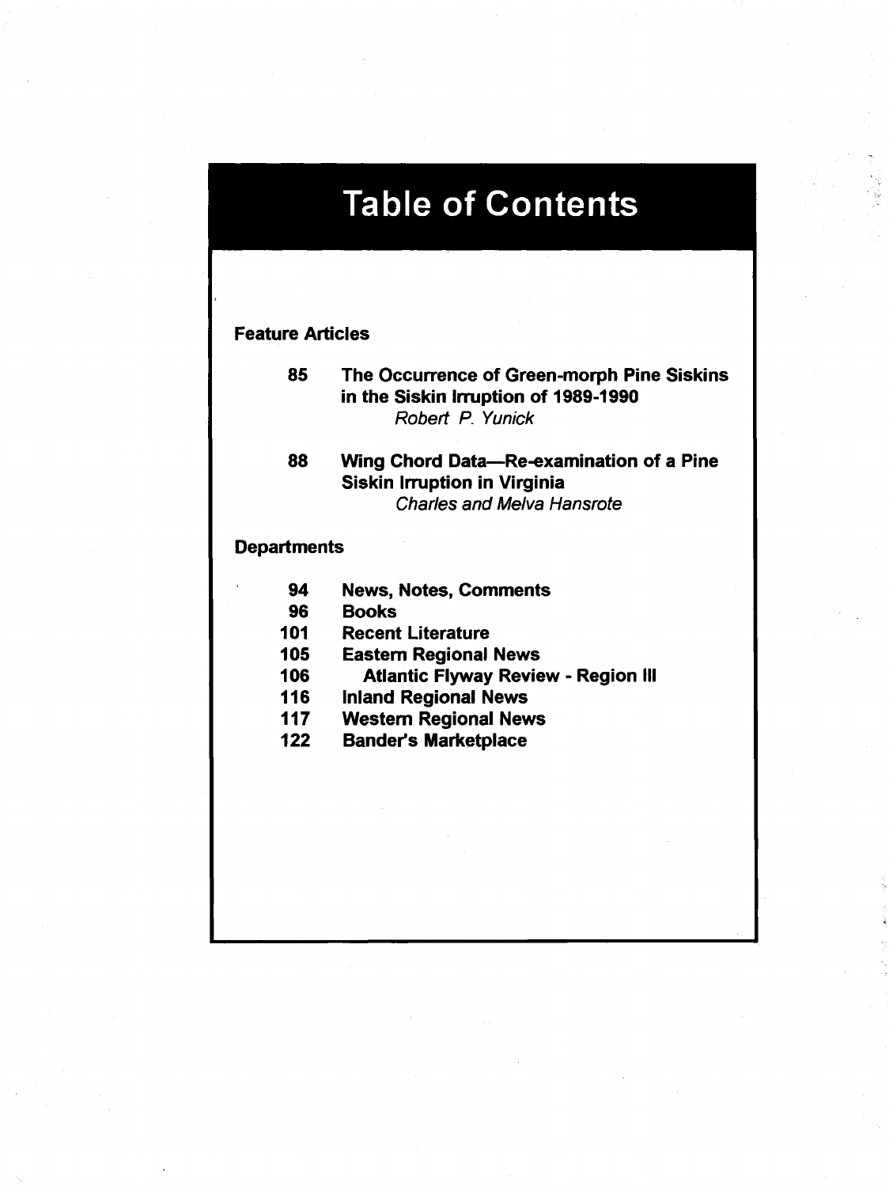# Table of Contents

## Feature Articles

**85 The Occurrence of Green-morph Pine Siskins in the Siskin Irruption of 1989-1990**
*Robert P. Yunick*

**88 Wing Chord Data—Re-examination of a Pine Siskin Irruption in Virginia**
*Charles and Melva Hansrote*

## Departments

**94 News, Notes, Comments**
**96 Books**
**101 Recent Literature**
**105 Eastern Regional News**
**106 Atlantic Flyway Review - Region III**
**116 Inland Regional News**
**117 Western Regional News**
**122 Bander's Marketplace**